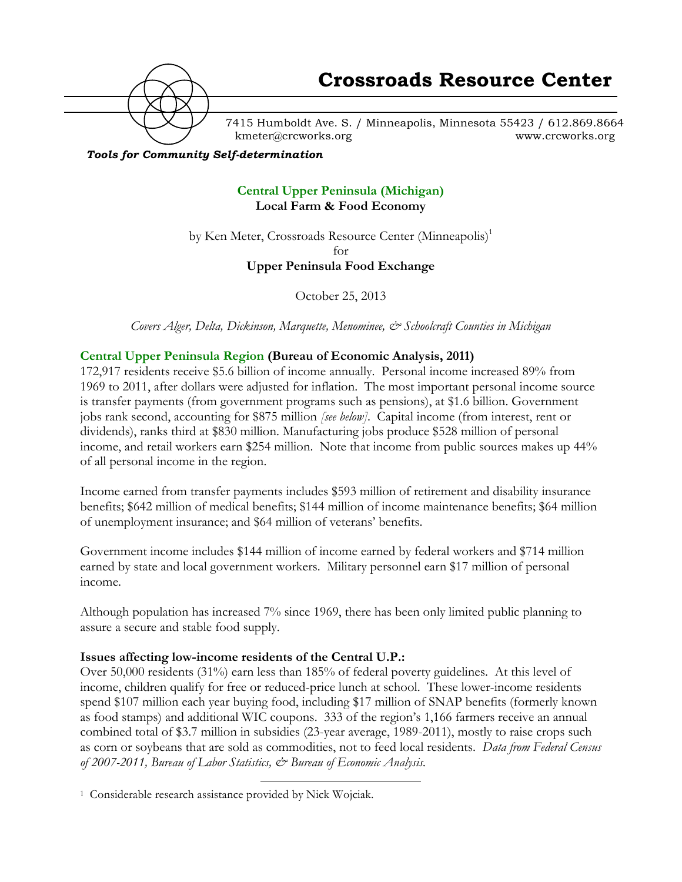# Crossroads Resource Center

7415 Humboldt Ave. S. / Minneapolis, Minnesota 55423 / 612.869.8664
kmeter@crcworks.org www.crcworks.org

***Tools for Community Self-determination***

## Central Upper Peninsula (Michigan)
### Local Farm & Food Economy

by Ken Meter, Crossroads Resource Center (Minneapolis)[1]
for
**Upper Peninsula Food Exchange**

October 25, 2013

*Covers Alger, Delta, Dickinson, Marquette, Menominee, & Schoolcraft Counties in Michigan*

### Central Upper Peninsula Region (Bureau of Economic Analysis, 2011)

172,917 residents receive $5.6 billion of income annually. Personal income increased 89% from 1969 to 2011, after dollars were adjusted for inflation. The most important personal income source is transfer payments (from government programs such as pensions), at $1.6 billion. Government jobs rank second, accounting for $875 million *[see below]*. Capital income (from interest, rent or dividends), ranks third at $830 million. Manufacturing jobs produce $528 million of personal income, and retail workers earn $254 million. Note that income from public sources makes up 44% of all personal income in the region.

Income earned from transfer payments includes $593 million of retirement and disability insurance benefits; $642 million of medical benefits; $144 million of income maintenance benefits; $64 million of unemployment insurance; and $64 million of veterans' benefits.

Government income includes $144 million of income earned by federal workers and $714 million earned by state and local government workers. Military personnel earn $17 million of personal income.

Although population has increased 7% since 1969, there has been only limited public planning to assure a secure and stable food supply.

**Issues affecting low-income residents of the Central U.P.:**

Over 50,000 residents (31%) earn less than 185% of federal poverty guidelines. At this level of income, children qualify for free or reduced-price lunch at school. These lower-income residents spend $107 million each year buying food, including $17 million of SNAP benefits (formerly known as food stamps) and additional WIC coupons. 333 of the region's 1,166 farmers receive an annual combined total of $3.7 million in subsidies (23-year average, 1989-2011), mostly to raise crops such as corn or soybeans that are sold as commodities, not to feed local residents. *Data from Federal Census of 2007-2011, Bureau of Labor Statistics, & Bureau of Economic Analysis.*

---

[1] Considerable research assistance provided by Nick Wojciak.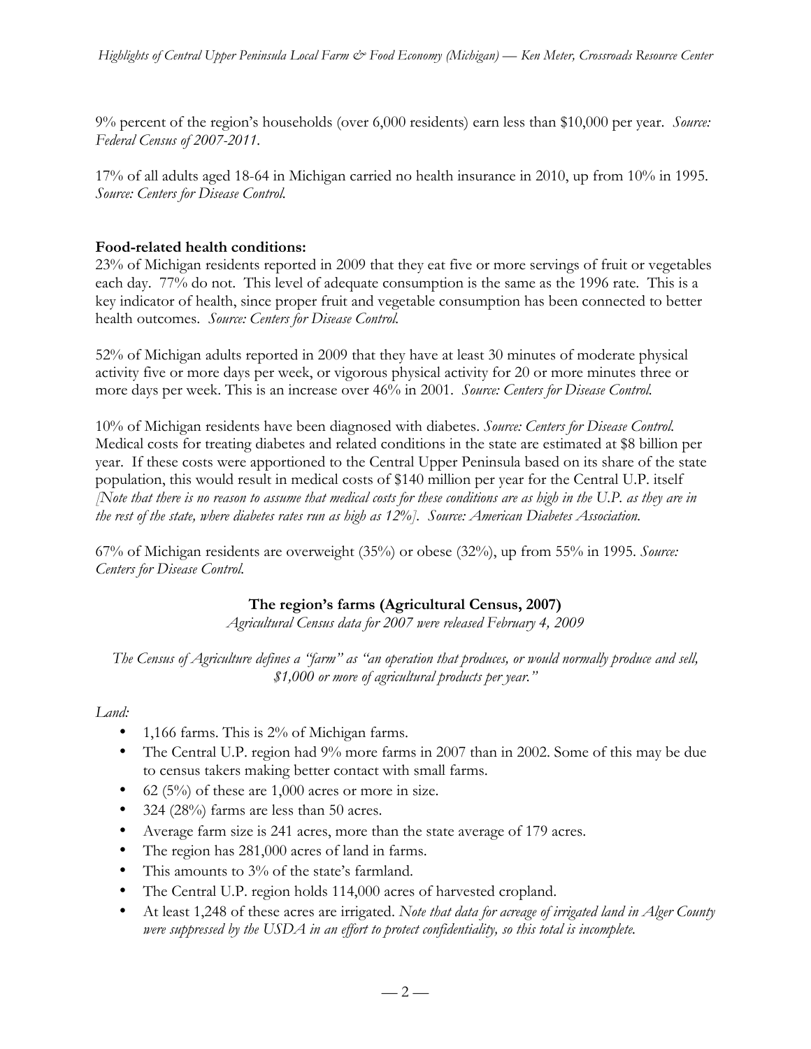9% percent of the region's households (over 6,000 residents) earn less than $10,000 per year. *Source: Federal Census of 2007-2011.*

17% of all adults aged 18-64 in Michigan carried no health insurance in 2010, up from 10% in 1995. *Source: Centers for Disease Control.*

**Food-related health conditions:**

23% of Michigan residents reported in 2009 that they eat five or more servings of fruit or vegetables each day. 77% do not. This level of adequate consumption is the same as the 1996 rate. This is a key indicator of health, since proper fruit and vegetable consumption has been connected to better health outcomes. *Source: Centers for Disease Control.*

52% of Michigan adults reported in 2009 that they have at least 30 minutes of moderate physical activity five or more days per week, or vigorous physical activity for 20 or more minutes three or more days per week. This is an increase over 46% in 2001. *Source: Centers for Disease Control.*

10% of Michigan residents have been diagnosed with diabetes. *Source: Centers for Disease Control.* Medical costs for treating diabetes and related conditions in the state are estimated at $8 billion per year. If these costs were apportioned to the Central Upper Peninsula based on its share of the state population, this would result in medical costs of $140 million per year for the Central U.P. itself *[Note that there is no reason to assume that medical costs for these conditions are as high in the U.P. as they are in the rest of the state, where diabetes rates run as high as 12%]. Source: American Diabetes Association.*

67% of Michigan residents are overweight (35%) or obese (32%), up from 55% in 1995. *Source: Centers for Disease Control.*

## The region's farms (Agricultural Census, 2007)

*Agricultural Census data for 2007 were released February 4, 2009*

*The Census of Agriculture defines a "farm" as "an operation that produces, or would normally produce and sell, $1,000 or more of agricultural products per year."*

*Land:*

- 1,166 farms. This is 2% of Michigan farms.
- The Central U.P. region had 9% more farms in 2007 than in 2002. Some of this may be due to census takers making better contact with small farms.
- 62 (5%) of these are 1,000 acres or more in size.
- 324 (28%) farms are less than 50 acres.
- Average farm size is 241 acres, more than the state average of 179 acres.
- The region has 281,000 acres of land in farms.
- This amounts to 3% of the state's farmland.
- The Central U.P. region holds 114,000 acres of harvested cropland.
- At least 1,248 of these acres are irrigated. *Note that data for acreage of irrigated land in Alger County were suppressed by the USDA in an effort to protect confidentiality, so this total is incomplete.*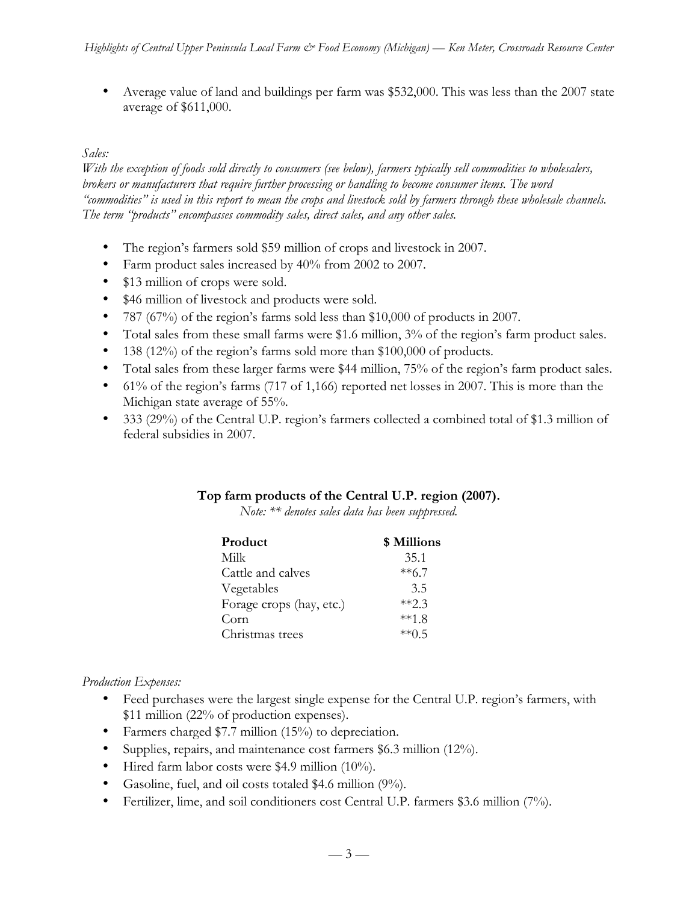- Average value of land and buildings per farm was $532,000. This was less than the 2007 state average of $611,000.

*Sales:*

*With the exception of foods sold directly to consumers (see below), farmers typically sell commodities to wholesalers, brokers or manufacturers that require further processing or handling to become consumer items. The word "commodities" is used in this report to mean the crops and livestock sold by farmers through these wholesale channels. The term "products" encompasses commodity sales, direct sales, and any other sales.*

- The region's farmers sold $59 million of crops and livestock in 2007.
- Farm product sales increased by 40% from 2002 to 2007.
- $13 million of crops were sold.
- $46 million of livestock and products were sold.
- 787 (67%) of the region's farms sold less than $10,000 of products in 2007.
- Total sales from these small farms were $1.6 million, 3% of the region's farm product sales.
- 138 (12%) of the region's farms sold more than $100,000 of products.
- Total sales from these larger farms were $44 million, 75% of the region's farm product sales.
- 61% of the region's farms (717 of 1,166) reported net losses in 2007. This is more than the Michigan state average of 55%.
- 333 (29%) of the Central U.P. region's farmers collected a combined total of $1.3 million of federal subsidies in 2007.

**Top farm products of the Central U.P. region (2007).**

*Note: ** denotes sales data has been suppressed.*

| Product | $ Millions |
|---|---|
| Milk | 35.1 |
| Cattle and calves | **6.7 |
| Vegetables | 3.5 |
| Forage crops (hay, etc.) | **2.3 |
| Corn | **1.8 |
| Christmas trees | **0.5 |

*Production Expenses:*

- Feed purchases were the largest single expense for the Central U.P. region's farmers, with $11 million (22% of production expenses).
- Farmers charged $7.7 million (15%) to depreciation.
- Supplies, repairs, and maintenance cost farmers $6.3 million (12%).
- Hired farm labor costs were $4.9 million (10%).
- Gasoline, fuel, and oil costs totaled $4.6 million (9%).
- Fertilizer, lime, and soil conditioners cost Central U.P. farmers $3.6 million (7%).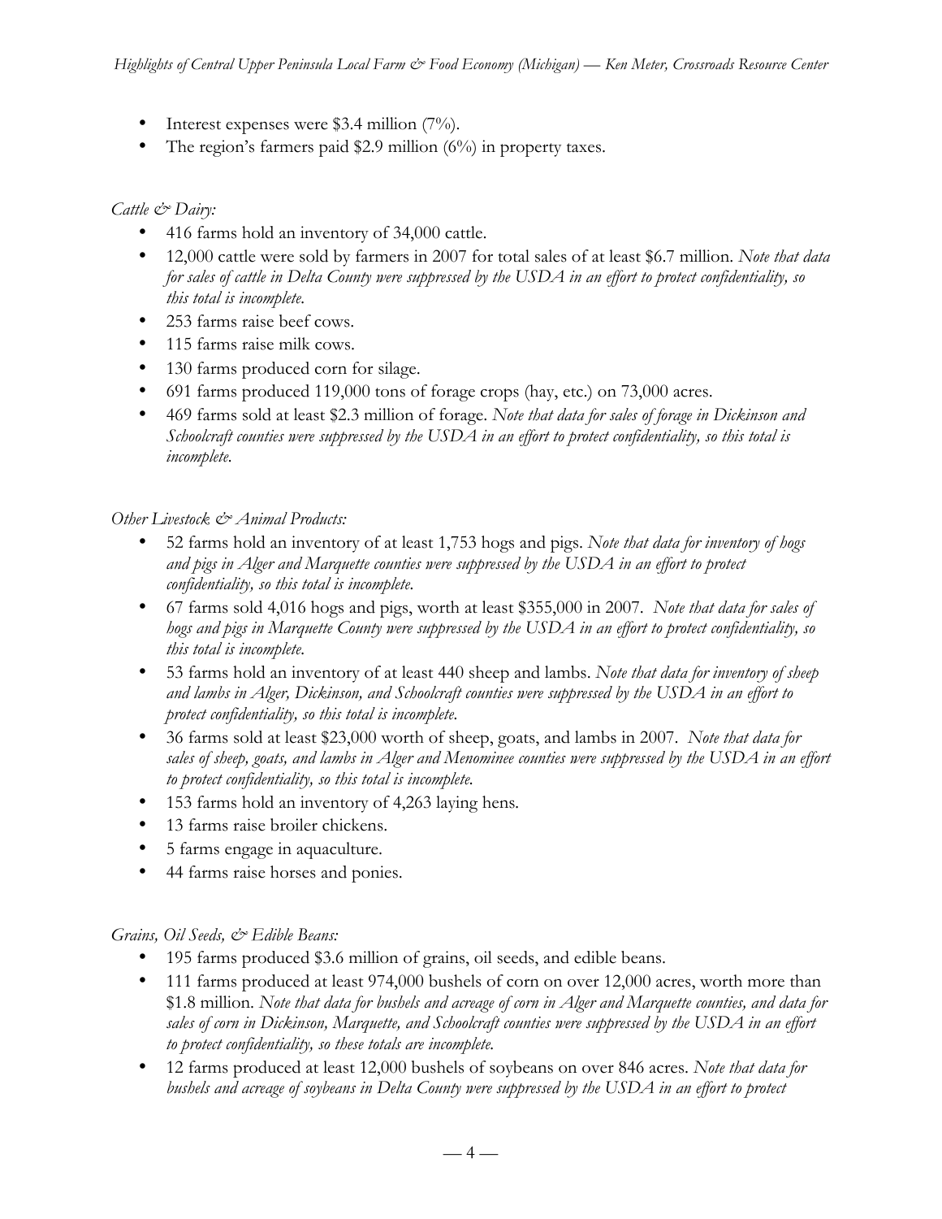- Interest expenses were $3.4 million (7%).
- The region's farmers paid $2.9 million (6%) in property taxes.

*Cattle & Dairy:*

- 416 farms hold an inventory of 34,000 cattle.
- 12,000 cattle were sold by farmers in 2007 for total sales of at least $6.7 million. *Note that data for sales of cattle in Delta County were suppressed by the USDA in an effort to protect confidentiality, so this total is incomplete.*
- 253 farms raise beef cows.
- 115 farms raise milk cows.
- 130 farms produced corn for silage.
- 691 farms produced 119,000 tons of forage crops (hay, etc.) on 73,000 acres.
- 469 farms sold at least $2.3 million of forage. *Note that data for sales of forage in Dickinson and Schoolcraft counties were suppressed by the USDA in an effort to protect confidentiality, so this total is incomplete.*

*Other Livestock & Animal Products:*

- 52 farms hold an inventory of at least 1,753 hogs and pigs. *Note that data for inventory of hogs and pigs in Alger and Marquette counties were suppressed by the USDA in an effort to protect confidentiality, so this total is incomplete.*
- 67 farms sold 4,016 hogs and pigs, worth at least $355,000 in 2007. *Note that data for sales of hogs and pigs in Marquette County were suppressed by the USDA in an effort to protect confidentiality, so this total is incomplete.*
- 53 farms hold an inventory of at least 440 sheep and lambs. *Note that data for inventory of sheep and lambs in Alger, Dickinson, and Schoolcraft counties were suppressed by the USDA in an effort to protect confidentiality, so this total is incomplete.*
- 36 farms sold at least $23,000 worth of sheep, goats, and lambs in 2007. *Note that data for sales of sheep, goats, and lambs in Alger and Menominee counties were suppressed by the USDA in an effort to protect confidentiality, so this total is incomplete.*
- 153 farms hold an inventory of 4,263 laying hens.
- 13 farms raise broiler chickens.
- 5 farms engage in aquaculture.
- 44 farms raise horses and ponies.

*Grains, Oil Seeds, & Edible Beans:*

- 195 farms produced $3.6 million of grains, oil seeds, and edible beans.
- 111 farms produced at least 974,000 bushels of corn on over 12,000 acres, worth more than $1.8 million. *Note that data for bushels and acreage of corn in Alger and Marquette counties, and data for sales of corn in Dickinson, Marquette, and Schoolcraft counties were suppressed by the USDA in an effort to protect confidentiality, so these totals are incomplete.*
- 12 farms produced at least 12,000 bushels of soybeans on over 846 acres. *Note that data for bushels and acreage of soybeans in Delta County were suppressed by the USDA in an effort to protect*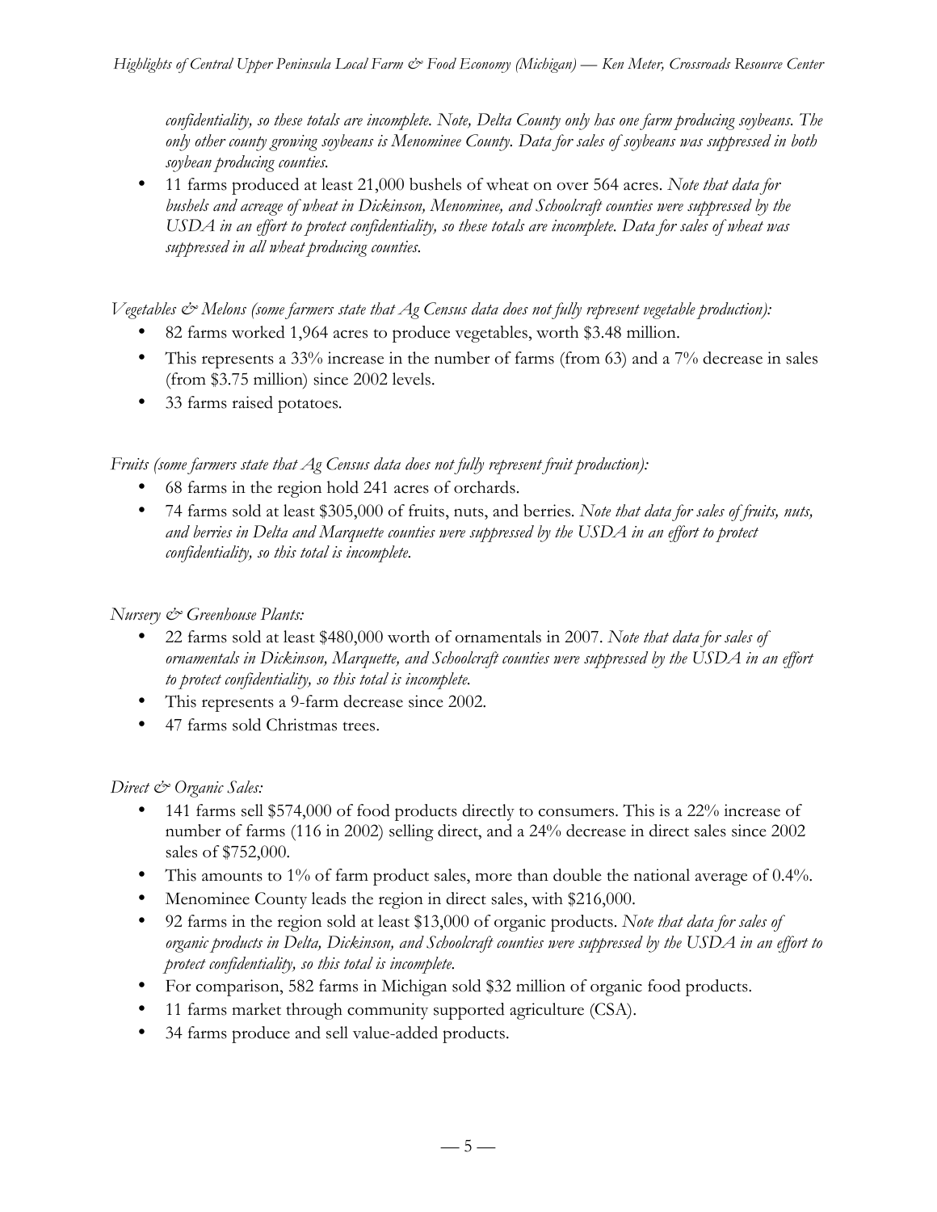*confidentiality, so these totals are incomplete. Note, Delta County only has one farm producing soybeans. The only other county growing soybeans is Menominee County. Data for sales of soybeans was suppressed in both soybean producing counties.*

- 11 farms produced at least 21,000 bushels of wheat on over 564 acres. *Note that data for bushels and acreage of wheat in Dickinson, Menominee, and Schoolcraft counties were suppressed by the USDA in an effort to protect confidentiality, so these totals are incomplete. Data for sales of wheat was suppressed in all wheat producing counties.*

*Vegetables & Melons (some farmers state that Ag Census data does not fully represent vegetable production):*

- 82 farms worked 1,964 acres to produce vegetables, worth \$3.48 million.
- This represents a 33% increase in the number of farms (from 63) and a 7% decrease in sales (from \$3.75 million) since 2002 levels.
- 33 farms raised potatoes.

*Fruits (some farmers state that Ag Census data does not fully represent fruit production):*

- 68 farms in the region hold 241 acres of orchards.
- 74 farms sold at least \$305,000 of fruits, nuts, and berries. *Note that data for sales of fruits, nuts, and berries in Delta and Marquette counties were suppressed by the USDA in an effort to protect confidentiality, so this total is incomplete.*

*Nursery & Greenhouse Plants:*

- 22 farms sold at least \$480,000 worth of ornamentals in 2007. *Note that data for sales of ornamentals in Dickinson, Marquette, and Schoolcraft counties were suppressed by the USDA in an effort to protect confidentiality, so this total is incomplete.*
- This represents a 9-farm decrease since 2002.
- 47 farms sold Christmas trees.

*Direct & Organic Sales:*

- 141 farms sell \$574,000 of food products directly to consumers. This is a 22% increase of number of farms (116 in 2002) selling direct, and a 24% decrease in direct sales since 2002 sales of \$752,000.
- This amounts to 1% of farm product sales, more than double the national average of 0.4%.
- Menominee County leads the region in direct sales, with \$216,000.
- 92 farms in the region sold at least \$13,000 of organic products. *Note that data for sales of organic products in Delta, Dickinson, and Schoolcraft counties were suppressed by the USDA in an effort to protect confidentiality, so this total is incomplete.*
- For comparison, 582 farms in Michigan sold \$32 million of organic food products.
- 11 farms market through community supported agriculture (CSA).
- 34 farms produce and sell value-added products.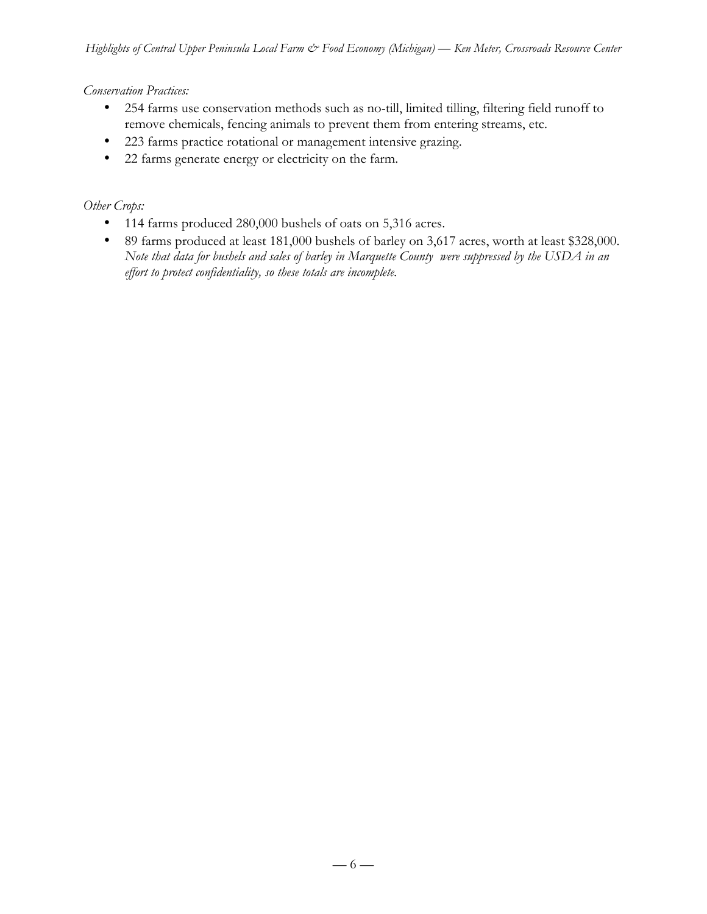*Conservation Practices:*

- 254 farms use conservation methods such as no-till, limited tilling, filtering field runoff to remove chemicals, fencing animals to prevent them from entering streams, etc.
- 223 farms practice rotational or management intensive grazing.
- 22 farms generate energy or electricity on the farm.

*Other Crops:*

- 114 farms produced 280,000 bushels of oats on 5,316 acres.
- 89 farms produced at least 181,000 bushels of barley on 3,617 acres, worth at least $328,000. *Note that data for bushels and sales of barley in Marquette County were suppressed by the USDA in an effort to protect confidentiality, so these totals are incomplete.*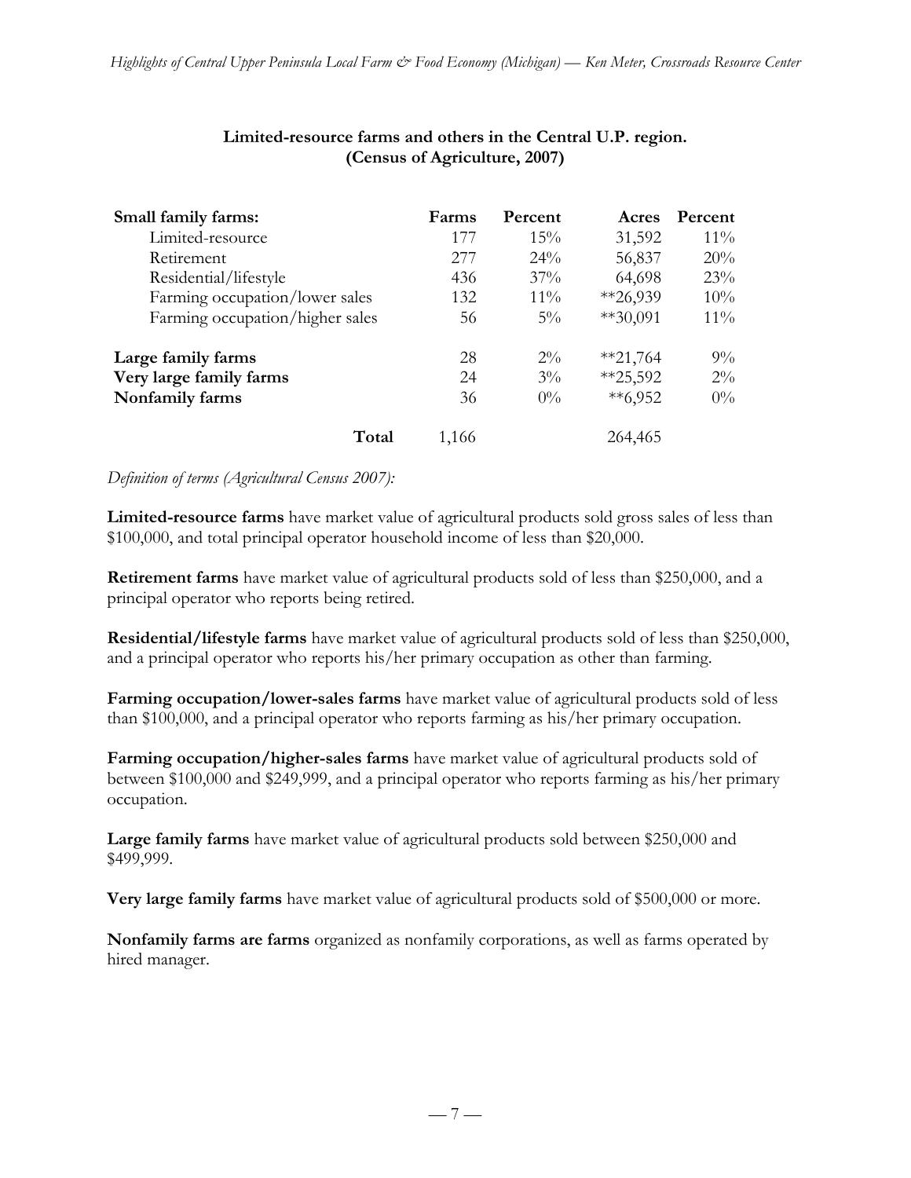**Limited-resource farms and others in the Central U.P. region. (Census of Agriculture, 2007)**

| Small family farms: | Farms | Percent | Acres | Percent |
|---|---|---|---|---|
| Limited-resource | 177 | 15% | 31,592 | 11% |
| Retirement | 277 | 24% | 56,837 | 20% |
| Residential/lifestyle | 436 | 37% | 64,698 | 23% |
| Farming occupation/lower sales | 132 | 11% | **26,939 | 10% |
| Farming occupation/higher sales | 56 | 5% | **30,091 | 11% |
| **Large family farms** | 28 | 2% | **21,764 | 9% |
| **Very large family farms** | 24 | 3% | **25,592 | 2% |
| **Nonfamily farms** | 36 | 0% | **6,952 | 0% |
| **Total** | 1,166 | | 264,465 | |

*Definition of terms (Agricultural Census 2007):*

**Limited-resource farms** have market value of agricultural products sold gross sales of less than $100,000, and total principal operator household income of less than $20,000.

**Retirement farms** have market value of agricultural products sold of less than $250,000, and a principal operator who reports being retired.

**Residential/lifestyle farms** have market value of agricultural products sold of less than $250,000, and a principal operator who reports his/her primary occupation as other than farming.

**Farming occupation/lower-sales farms** have market value of agricultural products sold of less than $100,000, and a principal operator who reports farming as his/her primary occupation.

**Farming occupation/higher-sales farms** have market value of agricultural products sold of between $100,000 and $249,999, and a principal operator who reports farming as his/her primary occupation.

**Large family farms** have market value of agricultural products sold between $250,000 and $499,999.

**Very large family farms** have market value of agricultural products sold of $500,000 or more.

**Nonfamily farms are farms** organized as nonfamily corporations, as well as farms operated by hired manager.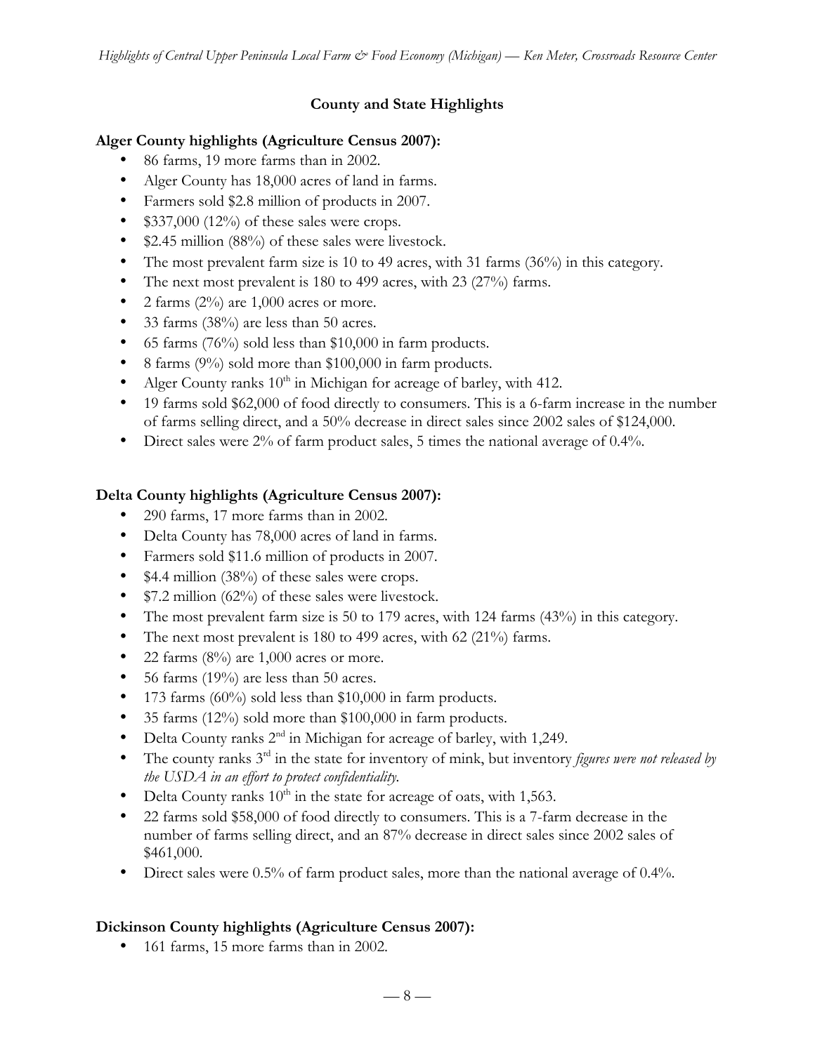## County and State Highlights

### Alger County highlights (Agriculture Census 2007):

- 86 farms, 19 more farms than in 2002.
- Alger County has 18,000 acres of land in farms.
- Farmers sold $2.8 million of products in 2007.
- $337,000 (12%) of these sales were crops.
- $2.45 million (88%) of these sales were livestock.
- The most prevalent farm size is 10 to 49 acres, with 31 farms (36%) in this category.
- The next most prevalent is 180 to 499 acres, with 23 (27%) farms.
- 2 farms (2%) are 1,000 acres or more.
- 33 farms (38%) are less than 50 acres.
- 65 farms (76%) sold less than $10,000 in farm products.
- 8 farms (9%) sold more than $100,000 in farm products.
- Alger County ranks 10th in Michigan for acreage of barley, with 412.
- 19 farms sold $62,000 of food directly to consumers. This is a 6-farm increase in the number of farms selling direct, and a 50% decrease in direct sales since 2002 sales of $124,000.
- Direct sales were 2% of farm product sales, 5 times the national average of 0.4%.

### Delta County highlights (Agriculture Census 2007):

- 290 farms, 17 more farms than in 2002.
- Delta County has 78,000 acres of land in farms.
- Farmers sold $11.6 million of products in 2007.
- $4.4 million (38%) of these sales were crops.
- $7.2 million (62%) of these sales were livestock.
- The most prevalent farm size is 50 to 179 acres, with 124 farms (43%) in this category.
- The next most prevalent is 180 to 499 acres, with 62 (21%) farms.
- 22 farms (8%) are 1,000 acres or more.
- 56 farms (19%) are less than 50 acres.
- 173 farms (60%) sold less than $10,000 in farm products.
- 35 farms (12%) sold more than $100,000 in farm products.
- Delta County ranks 2nd in Michigan for acreage of barley, with 1,249.
- The county ranks 3rd in the state for inventory of mink, but inventory *figures were not released by the USDA in an effort to protect confidentiality.*
- Delta County ranks 10th in the state for acreage of oats, with 1,563.
- 22 farms sold $58,000 of food directly to consumers. This is a 7-farm decrease in the number of farms selling direct, and an 87% decrease in direct sales since 2002 sales of $461,000.
- Direct sales were 0.5% of farm product sales, more than the national average of 0.4%.

### Dickinson County highlights (Agriculture Census 2007):

- 161 farms, 15 more farms than in 2002.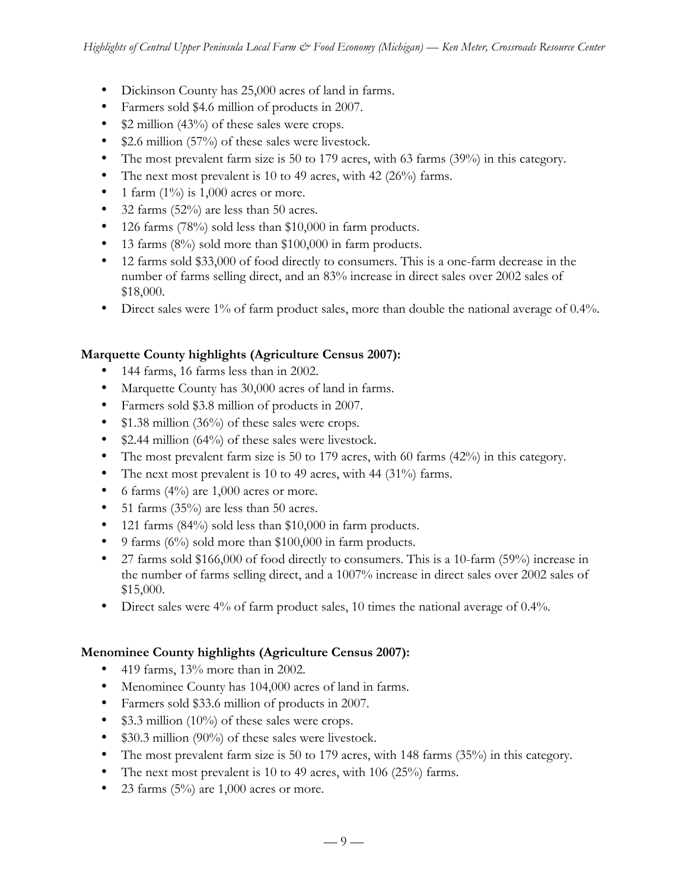- Dickinson County has 25,000 acres of land in farms.
- Farmers sold $4.6 million of products in 2007.
- $2 million (43%) of these sales were crops.
- $2.6 million (57%) of these sales were livestock.
- The most prevalent farm size is 50 to 179 acres, with 63 farms (39%) in this category.
- The next most prevalent is 10 to 49 acres, with 42 (26%) farms.
- 1 farm (1%) is 1,000 acres or more.
- 32 farms (52%) are less than 50 acres.
- 126 farms (78%) sold less than $10,000 in farm products.
- 13 farms (8%) sold more than $100,000 in farm products.
- 12 farms sold $33,000 of food directly to consumers. This is a one-farm decrease in the number of farms selling direct, and an 83% increase in direct sales over 2002 sales of $18,000.
- Direct sales were 1% of farm product sales, more than double the national average of 0.4%.

**Marquette County highlights (Agriculture Census 2007):**

- 144 farms, 16 farms less than in 2002.
- Marquette County has 30,000 acres of land in farms.
- Farmers sold $3.8 million of products in 2007.
- $1.38 million (36%) of these sales were crops.
- $2.44 million (64%) of these sales were livestock.
- The most prevalent farm size is 50 to 179 acres, with 60 farms (42%) in this category.
- The next most prevalent is 10 to 49 acres, with 44 (31%) farms.
- 6 farms (4%) are 1,000 acres or more.
- 51 farms (35%) are less than 50 acres.
- 121 farms (84%) sold less than $10,000 in farm products.
- 9 farms (6%) sold more than $100,000 in farm products.
- 27 farms sold $166,000 of food directly to consumers. This is a 10-farm (59%) increase in the number of farms selling direct, and a 1007% increase in direct sales over 2002 sales of $15,000.
- Direct sales were 4% of farm product sales, 10 times the national average of 0.4%.

**Menominee County highlights (Agriculture Census 2007):**

- 419 farms, 13% more than in 2002.
- Menominee County has 104,000 acres of land in farms.
- Farmers sold $33.6 million of products in 2007.
- $3.3 million (10%) of these sales were crops.
- $30.3 million (90%) of these sales were livestock.
- The most prevalent farm size is 50 to 179 acres, with 148 farms (35%) in this category.
- The next most prevalent is 10 to 49 acres, with 106 (25%) farms.
- 23 farms (5%) are 1,000 acres or more.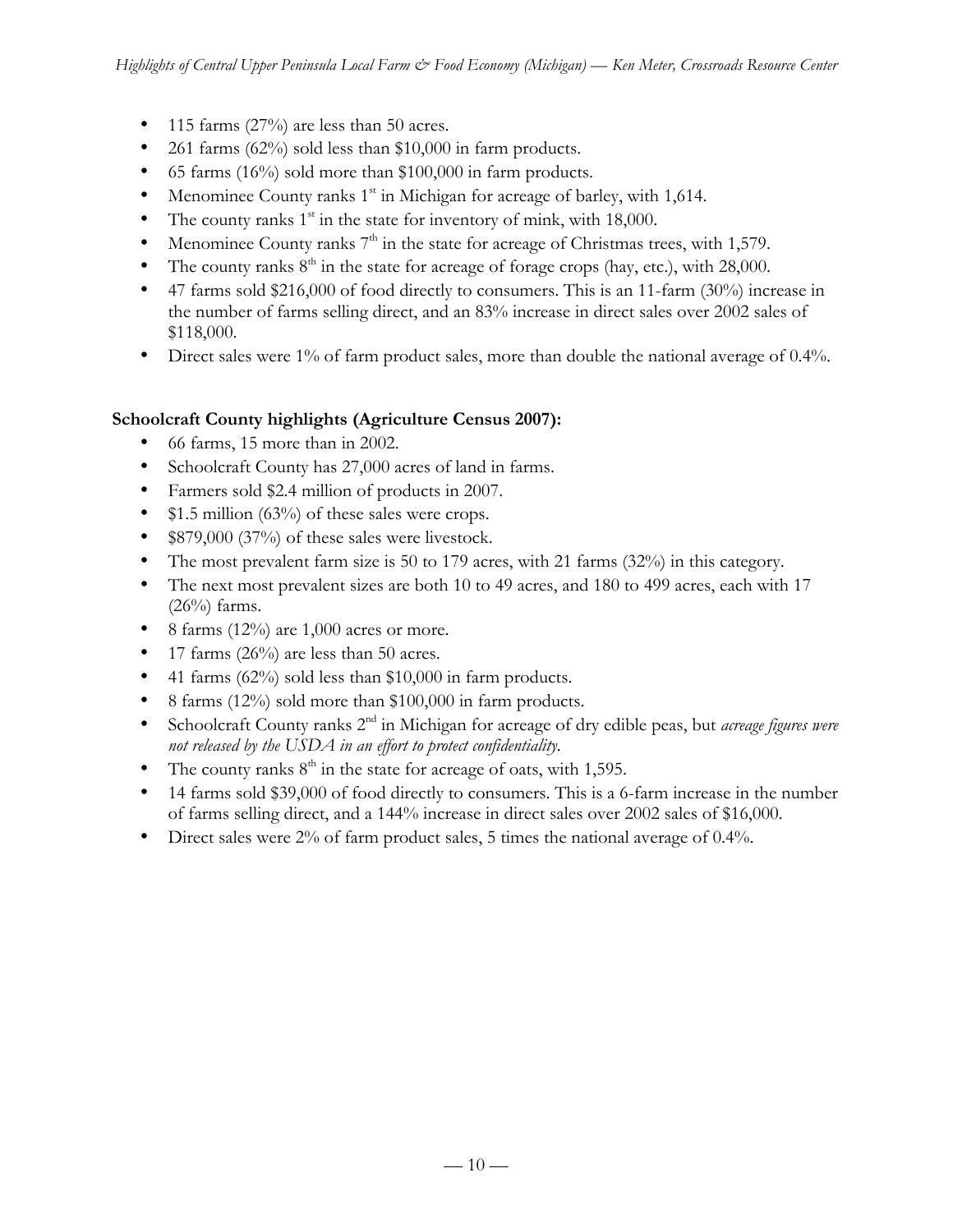- 115 farms (27%) are less than 50 acres.
- 261 farms (62%) sold less than $10,000 in farm products.
- 65 farms (16%) sold more than $100,000 in farm products.
- Menominee County ranks 1st in Michigan for acreage of barley, with 1,614.
- The county ranks 1st in the state for inventory of mink, with 18,000.
- Menominee County ranks 7th in the state for acreage of Christmas trees, with 1,579.
- The county ranks 8th in the state for acreage of forage crops (hay, etc.), with 28,000.
- 47 farms sold $216,000 of food directly to consumers. This is an 11-farm (30%) increase in the number of farms selling direct, and an 83% increase in direct sales over 2002 sales of $118,000.
- Direct sales were 1% of farm product sales, more than double the national average of 0.4%.

**Schoolcraft County highlights (Agriculture Census 2007):**

- 66 farms, 15 more than in 2002.
- Schoolcraft County has 27,000 acres of land in farms.
- Farmers sold $2.4 million of products in 2007.
- $1.5 million (63%) of these sales were crops.
- $879,000 (37%) of these sales were livestock.
- The most prevalent farm size is 50 to 179 acres, with 21 farms (32%) in this category.
- The next most prevalent sizes are both 10 to 49 acres, and 180 to 499 acres, each with 17 (26%) farms.
- 8 farms (12%) are 1,000 acres or more.
- 17 farms (26%) are less than 50 acres.
- 41 farms (62%) sold less than $10,000 in farm products.
- 8 farms (12%) sold more than $100,000 in farm products.
- Schoolcraft County ranks 2nd in Michigan for acreage of dry edible peas, but *acreage figures were not released by the USDA in an effort to protect confidentiality*.
- The county ranks 8th in the state for acreage of oats, with 1,595.
- 14 farms sold $39,000 of food directly to consumers. This is a 6-farm increase in the number of farms selling direct, and a 144% increase in direct sales over 2002 sales of $16,000.
- Direct sales were 2% of farm product sales, 5 times the national average of 0.4%.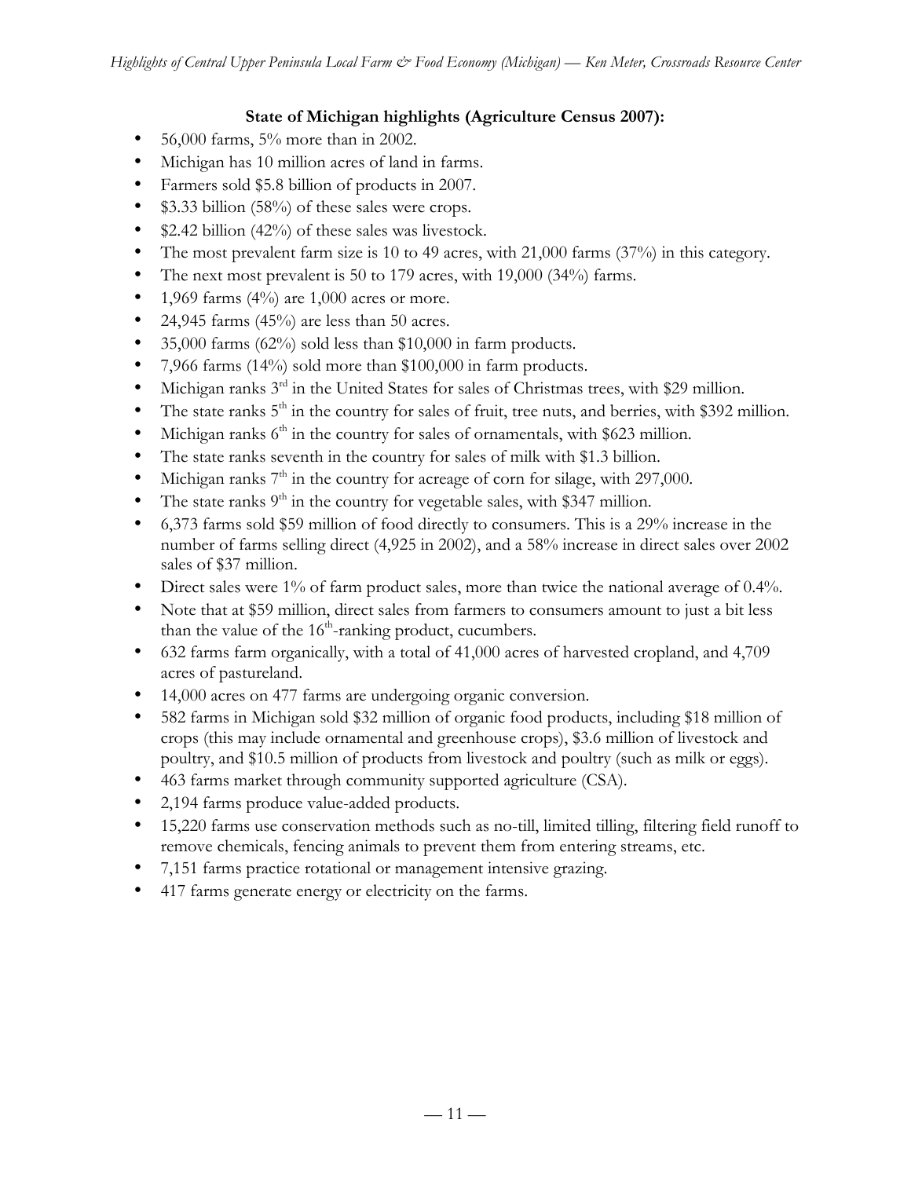**State of Michigan highlights (Agriculture Census 2007):**

- 56,000 farms, 5% more than in 2002.
- Michigan has 10 million acres of land in farms.
- Farmers sold $5.8 billion of products in 2007.
- $3.33 billion (58%) of these sales were crops.
- $2.42 billion (42%) of these sales was livestock.
- The most prevalent farm size is 10 to 49 acres, with 21,000 farms (37%) in this category.
- The next most prevalent is 50 to 179 acres, with 19,000 (34%) farms.
- 1,969 farms (4%) are 1,000 acres or more.
- 24,945 farms (45%) are less than 50 acres.
- 35,000 farms (62%) sold less than $10,000 in farm products.
- 7,966 farms (14%) sold more than $100,000 in farm products.
- Michigan ranks 3rd in the United States for sales of Christmas trees, with $29 million.
- The state ranks 5th in the country for sales of fruit, tree nuts, and berries, with $392 million.
- Michigan ranks 6th in the country for sales of ornamentals, with $623 million.
- The state ranks seventh in the country for sales of milk with $1.3 billion.
- Michigan ranks 7th in the country for acreage of corn for silage, with 297,000.
- The state ranks 9th in the country for vegetable sales, with $347 million.
- 6,373 farms sold $59 million of food directly to consumers. This is a 29% increase in the number of farms selling direct (4,925 in 2002), and a 58% increase in direct sales over 2002 sales of $37 million.
- Direct sales were 1% of farm product sales, more than twice the national average of 0.4%.
- Note that at $59 million, direct sales from farmers to consumers amount to just a bit less than the value of the 16th-ranking product, cucumbers.
- 632 farms farm organically, with a total of 41,000 acres of harvested cropland, and 4,709 acres of pastureland.
- 14,000 acres on 477 farms are undergoing organic conversion.
- 582 farms in Michigan sold $32 million of organic food products, including $18 million of crops (this may include ornamental and greenhouse crops), $3.6 million of livestock and poultry, and $10.5 million of products from livestock and poultry (such as milk or eggs).
- 463 farms market through community supported agriculture (CSA).
- 2,194 farms produce value-added products.
- 15,220 farms use conservation methods such as no-till, limited tilling, filtering field runoff to remove chemicals, fencing animals to prevent them from entering streams, etc.
- 7,151 farms practice rotational or management intensive grazing.
- 417 farms generate energy or electricity on the farms.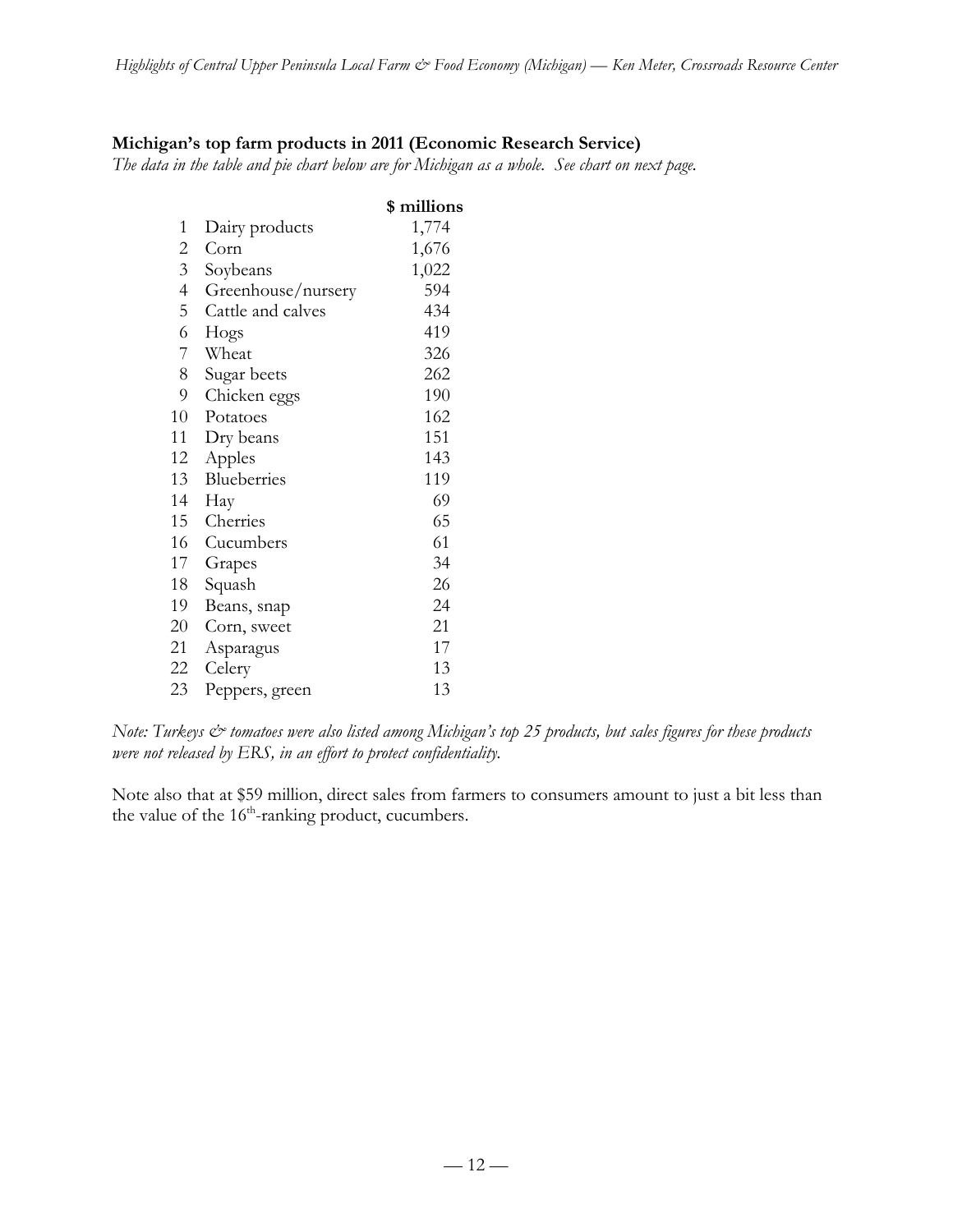**Michigan's top farm products in 2011 (Economic Research Service)**

*The data in the table and pie chart below are for Michigan as a whole. See chart on next page.*

| | | $ millions |
|---|---|---|
| 1 | Dairy products | 1,774 |
| 2 | Corn | 1,676 |
| 3 | Soybeans | 1,022 |
| 4 | Greenhouse/nursery | 594 |
| 5 | Cattle and calves | 434 |
| 6 | Hogs | 419 |
| 7 | Wheat | 326 |
| 8 | Sugar beets | 262 |
| 9 | Chicken eggs | 190 |
| 10 | Potatoes | 162 |
| 11 | Dry beans | 151 |
| 12 | Apples | 143 |
| 13 | Blueberries | 119 |
| 14 | Hay | 69 |
| 15 | Cherries | 65 |
| 16 | Cucumbers | 61 |
| 17 | Grapes | 34 |
| 18 | Squash | 26 |
| 19 | Beans, snap | 24 |
| 20 | Corn, sweet | 21 |
| 21 | Asparagus | 17 |
| 22 | Celery | 13 |
| 23 | Peppers, green | 13 |

*Note: Turkeys & tomatoes were also listed among Michigan's top 25 products, but sales figures for these products were not released by ERS, in an effort to protect confidentiality.*

Note also that at $59 million, direct sales from farmers to consumers amount to just a bit less than the value of the 16th-ranking product, cucumbers.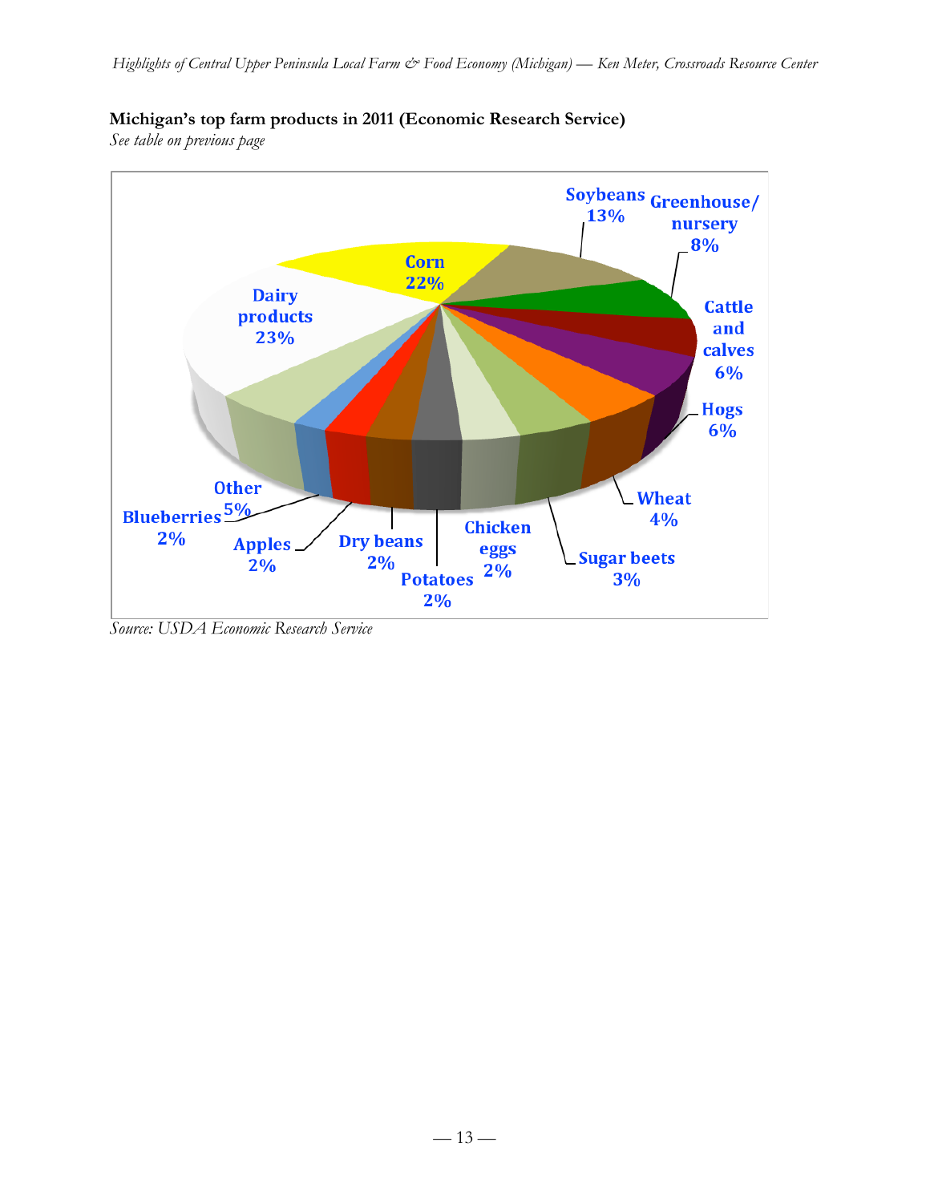**Michigan's top farm products in 2011 (Economic Research Service)**

*See table on previous page*

Soybeans 13%
Greenhouse/ nursery 8%
Corn 22%
Dairy products 23%
Cattle and calves 6%
Hogs 6%
Wheat 4%
Sugar beets 3%
Chicken eggs 2%
Potatoes 2%
Dry beans 2%
Apples 2%
Blueberries 2%
Other 5%

*Source: USDA Economic Research Service*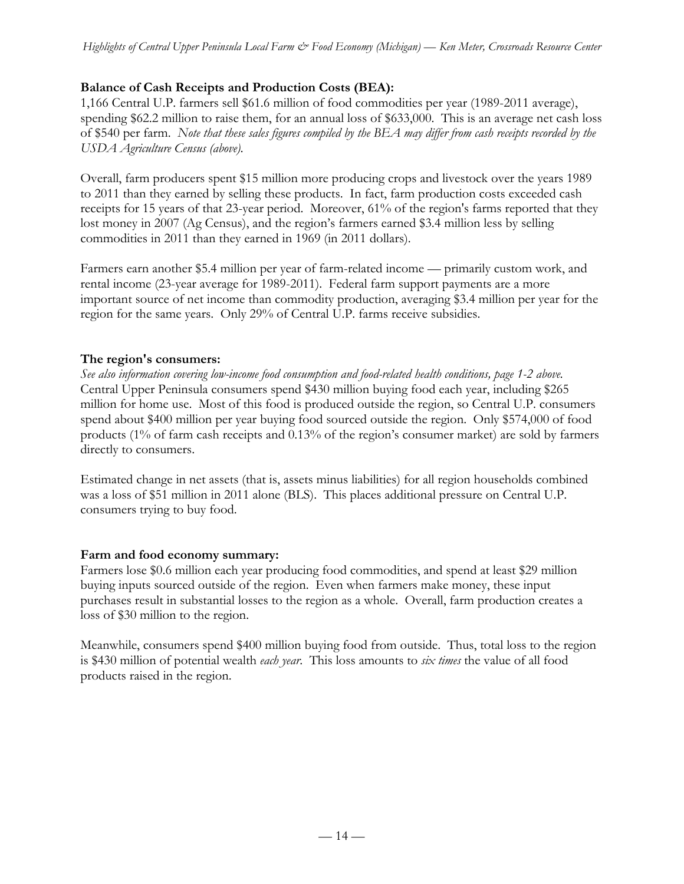**Balance of Cash Receipts and Production Costs (BEA):**

1,166 Central U.P. farmers sell $61.6 million of food commodities per year (1989-2011 average), spending $62.2 million to raise them, for an annual loss of $633,000. This is an average net cash loss of $540 per farm. *Note that these sales figures compiled by the BEA may differ from cash receipts recorded by the USDA Agriculture Census (above).*

Overall, farm producers spent $15 million more producing crops and livestock over the years 1989 to 2011 than they earned by selling these products. In fact, farm production costs exceeded cash receipts for 15 years of that 23-year period. Moreover, 61% of the region's farms reported that they lost money in 2007 (Ag Census), and the region's farmers earned $3.4 million less by selling commodities in 2011 than they earned in 1969 (in 2011 dollars).

Farmers earn another $5.4 million per year of farm-related income — primarily custom work, and rental income (23-year average for 1989-2011). Federal farm support payments are a more important source of net income than commodity production, averaging $3.4 million per year for the region for the same years. Only 29% of Central U.P. farms receive subsidies.

**The region's consumers:**

*See also information covering low-income food consumption and food-related health conditions, page 1-2 above.*

Central Upper Peninsula consumers spend $430 million buying food each year, including $265 million for home use. Most of this food is produced outside the region, so Central U.P. consumers spend about $400 million per year buying food sourced outside the region. Only $574,000 of food products (1% of farm cash receipts and 0.13% of the region's consumer market) are sold by farmers directly to consumers.

Estimated change in net assets (that is, assets minus liabilities) for all region households combined was a loss of $51 million in 2011 alone (BLS). This places additional pressure on Central U.P. consumers trying to buy food.

**Farm and food economy summary:**

Farmers lose $0.6 million each year producing food commodities, and spend at least $29 million buying inputs sourced outside of the region. Even when farmers make money, these input purchases result in substantial losses to the region as a whole. Overall, farm production creates a loss of $30 million to the region.

Meanwhile, consumers spend $400 million buying food from outside. Thus, total loss to the region is $430 million of potential wealth *each year*. This loss amounts to *six times* the value of all food products raised in the region.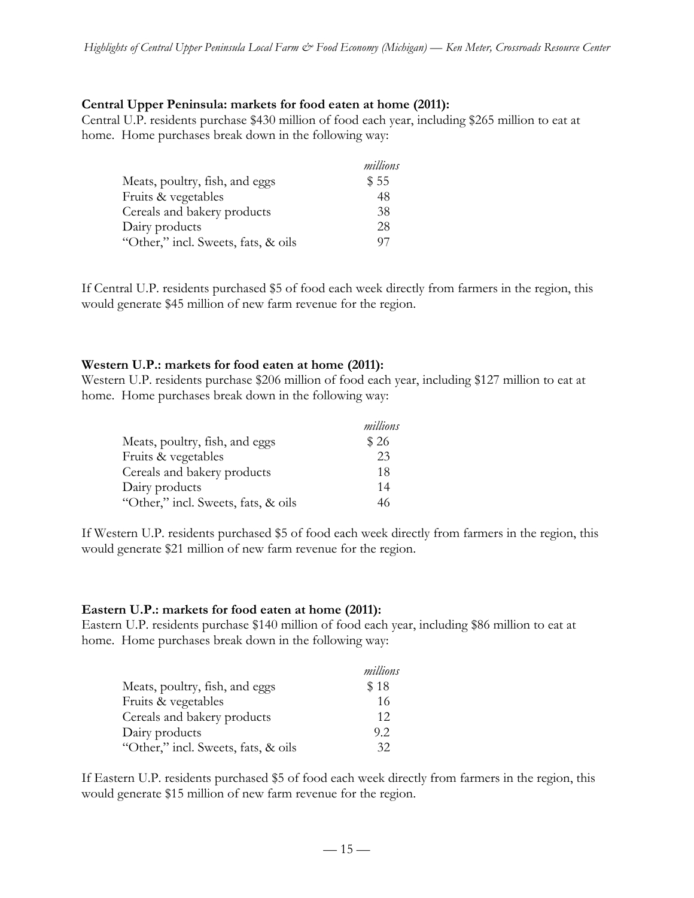**Central Upper Peninsula: markets for food eaten at home (2011):**

Central U.P. residents purchase $430 million of food each year, including $265 million to eat at home. Home purchases break down in the following way:

| | *millions* |
|---|---|
| Meats, poultry, fish, and eggs | $ 55 |
| Fruits & vegetables | 48 |
| Cereals and bakery products | 38 |
| Dairy products | 28 |
| "Other," incl. Sweets, fats, & oils | 97 |

If Central U.P. residents purchased $5 of food each week directly from farmers in the region, this would generate $45 million of new farm revenue for the region.

**Western U.P.: markets for food eaten at home (2011):**

Western U.P. residents purchase $206 million of food each year, including $127 million to eat at home. Home purchases break down in the following way:

| | *millions* |
|---|---|
| Meats, poultry, fish, and eggs | $ 26 |
| Fruits & vegetables | 23 |
| Cereals and bakery products | 18 |
| Dairy products | 14 |
| "Other," incl. Sweets, fats, & oils | 46 |

If Western U.P. residents purchased $5 of food each week directly from farmers in the region, this would generate $21 million of new farm revenue for the region.

**Eastern U.P.: markets for food eaten at home (2011):**

Eastern U.P. residents purchase $140 million of food each year, including $86 million to eat at home. Home purchases break down in the following way:

| | *millions* |
|---|---|
| Meats, poultry, fish, and eggs | $ 18 |
| Fruits & vegetables | 16 |
| Cereals and bakery products | 12 |
| Dairy products | 9.2 |
| "Other," incl. Sweets, fats, & oils | 32 |

If Eastern U.P. residents purchased $5 of food each week directly from farmers in the region, this would generate $15 million of new farm revenue for the region.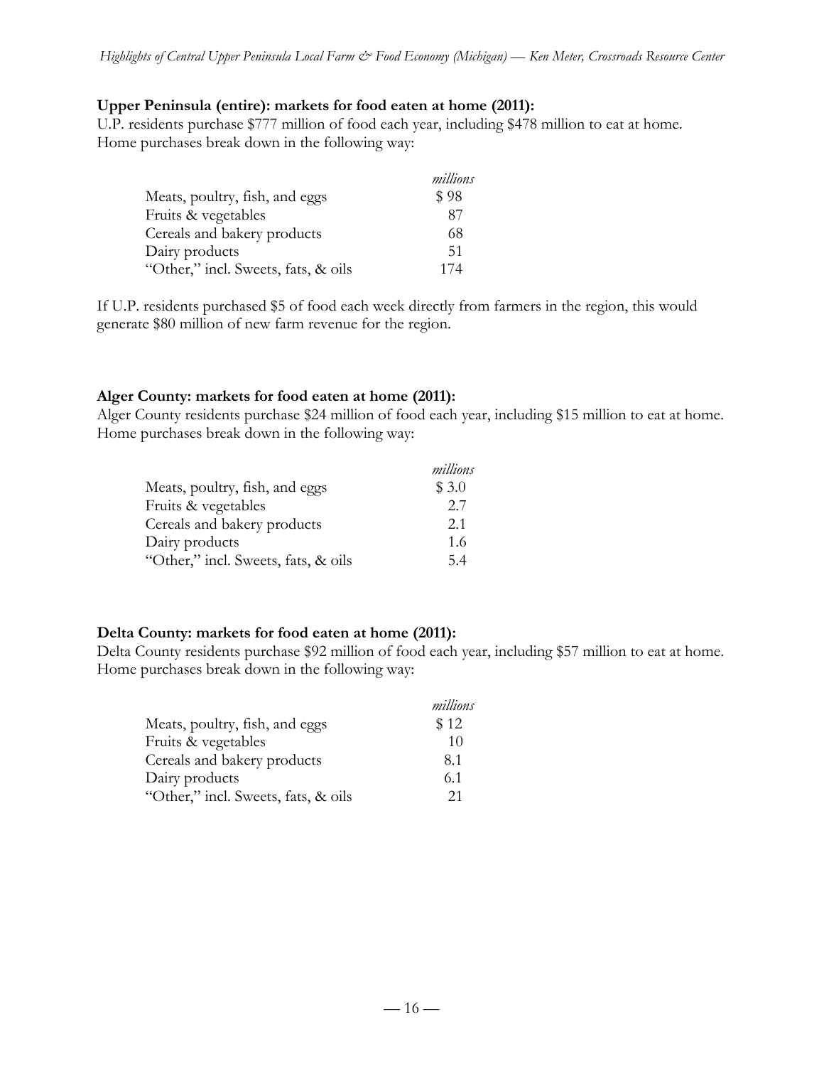**Upper Peninsula (entire): markets for food eaten at home (2011):**
U.P. residents purchase $777 million of food each year, including $478 million to eat at home. Home purchases break down in the following way:

| | *millions* |
|---|---|
| Meats, poultry, fish, and eggs | $ 98 |
| Fruits & vegetables | 87 |
| Cereals and bakery products | 68 |
| Dairy products | 51 |
| "Other," incl. Sweets, fats, & oils | 174 |

If U.P. residents purchased $5 of food each week directly from farmers in the region, this would generate $80 million of new farm revenue for the region.

**Alger County: markets for food eaten at home (2011):**
Alger County residents purchase $24 million of food each year, including $15 million to eat at home. Home purchases break down in the following way:

| | *millions* |
|---|---|
| Meats, poultry, fish, and eggs | $ 3.0 |
| Fruits & vegetables | 2.7 |
| Cereals and bakery products | 2.1 |
| Dairy products | 1.6 |
| "Other," incl. Sweets, fats, & oils | 5.4 |

**Delta County: markets for food eaten at home (2011):**
Delta County residents purchase $92 million of food each year, including $57 million to eat at home. Home purchases break down in the following way:

| | *millions* |
|---|---|
| Meats, poultry, fish, and eggs | $ 12 |
| Fruits & vegetables | 10 |
| Cereals and bakery products | 8.1 |
| Dairy products | 6.1 |
| "Other," incl. Sweets, fats, & oils | 21 |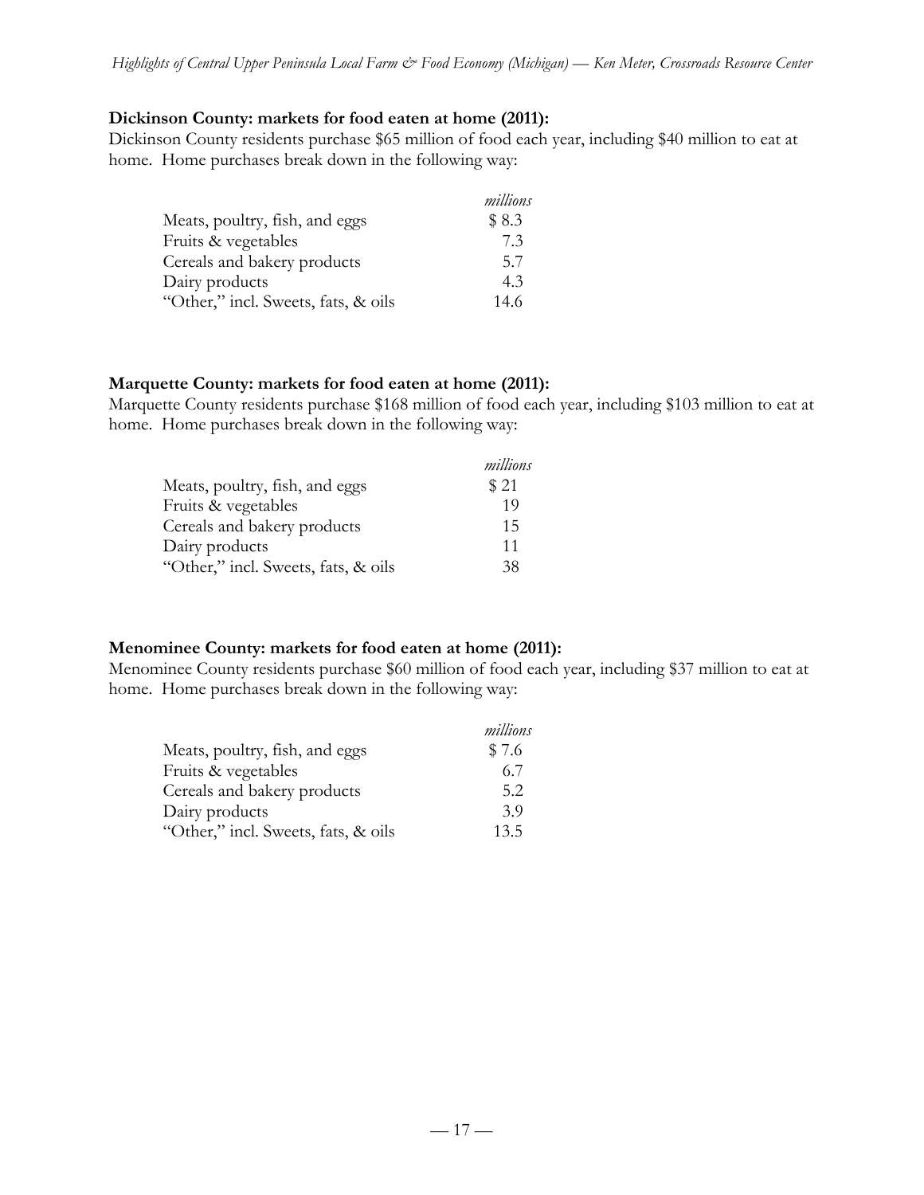**Dickinson County: markets for food eaten at home (2011):**

Dickinson County residents purchase $65 million of food each year, including $40 million to eat at home. Home purchases break down in the following way:

| | *millions* |
|---|---|
| Meats, poultry, fish, and eggs | $ 8.3 |
| Fruits & vegetables | 7.3 |
| Cereals and bakery products | 5.7 |
| Dairy products | 4.3 |
| "Other," incl. Sweets, fats, & oils | 14.6 |

**Marquette County: markets for food eaten at home (2011):**

Marquette County residents purchase $168 million of food each year, including $103 million to eat at home. Home purchases break down in the following way:

| | *millions* |
|---|---|
| Meats, poultry, fish, and eggs | $ 21 |
| Fruits & vegetables | 19 |
| Cereals and bakery products | 15 |
| Dairy products | 11 |
| "Other," incl. Sweets, fats, & oils | 38 |

**Menominee County: markets for food eaten at home (2011):**

Menominee County residents purchase $60 million of food each year, including $37 million to eat at home. Home purchases break down in the following way:

| | *millions* |
|---|---|
| Meats, poultry, fish, and eggs | $ 7.6 |
| Fruits & vegetables | 6.7 |
| Cereals and bakery products | 5.2 |
| Dairy products | 3.9 |
| "Other," incl. Sweets, fats, & oils | 13.5 |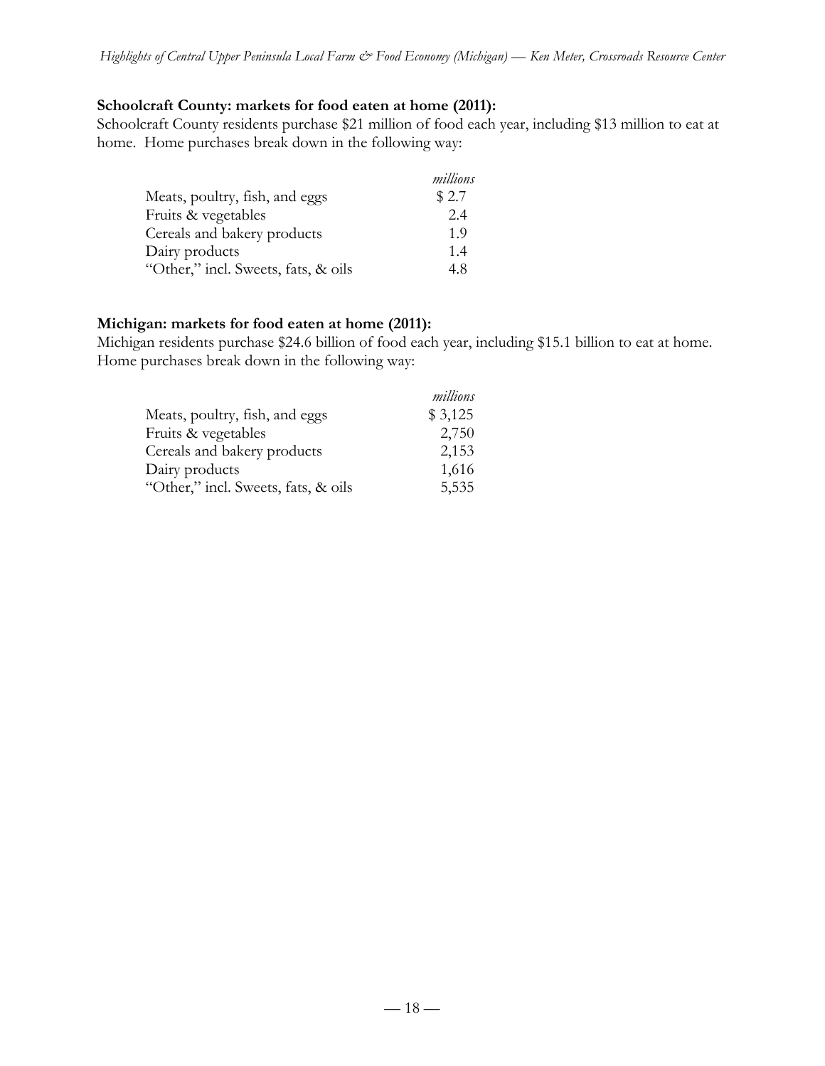**Schoolcraft County: markets for food eaten at home (2011):**

Schoolcraft County residents purchase $21 million of food each year, including $13 million to eat at home. Home purchases break down in the following way:

| | *millions* |
|---|---|
| Meats, poultry, fish, and eggs | $ 2.7 |
| Fruits & vegetables | 2.4 |
| Cereals and bakery products | 1.9 |
| Dairy products | 1.4 |
| "Other," incl. Sweets, fats, & oils | 4.8 |

**Michigan: markets for food eaten at home (2011):**

Michigan residents purchase $24.6 billion of food each year, including $15.1 billion to eat at home. Home purchases break down in the following way:

| | *millions* |
|---|---|
| Meats, poultry, fish, and eggs | $ 3,125 |
| Fruits & vegetables | 2,750 |
| Cereals and bakery products | 2,153 |
| Dairy products | 1,616 |
| "Other," incl. Sweets, fats, & oils | 5,535 |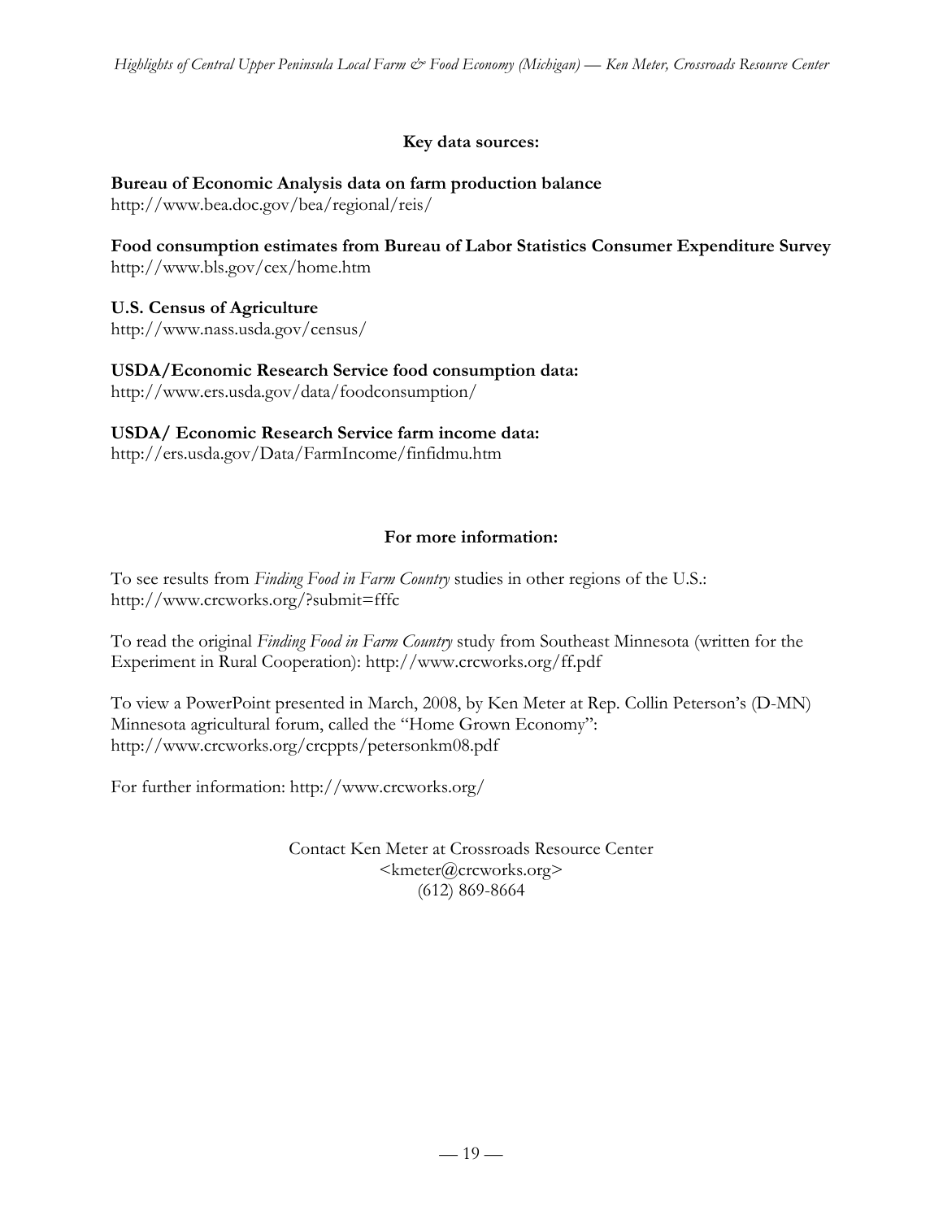## Key data sources:

**Bureau of Economic Analysis data on farm production balance**
http://www.bea.doc.gov/bea/regional/reis/

**Food consumption estimates from Bureau of Labor Statistics Consumer Expenditure Survey**
http://www.bls.gov/cex/home.htm

**U.S. Census of Agriculture**
http://www.nass.usda.gov/census/

**USDA/Economic Research Service food consumption data:**
http://www.ers.usda.gov/data/foodconsumption/

**USDA/ Economic Research Service farm income data:**
http://ers.usda.gov/Data/FarmIncome/finfidmu.htm

## For more information:

To see results from *Finding Food in Farm Country* studies in other regions of the U.S.: http://www.crcworks.org/?submit=fffc

To read the original *Finding Food in Farm Country* study from Southeast Minnesota (written for the Experiment in Rural Cooperation): http://www.crcworks.org/ff.pdf

To view a PowerPoint presented in March, 2008, by Ken Meter at Rep. Collin Peterson's (D-MN) Minnesota agricultural forum, called the "Home Grown Economy": http://www.crcworks.org/crcppts/petersonkm08.pdf

For further information: http://www.crcworks.org/

Contact Ken Meter at Crossroads Resource Center
<kmeter@crcworks.org>
(612) 869-8664